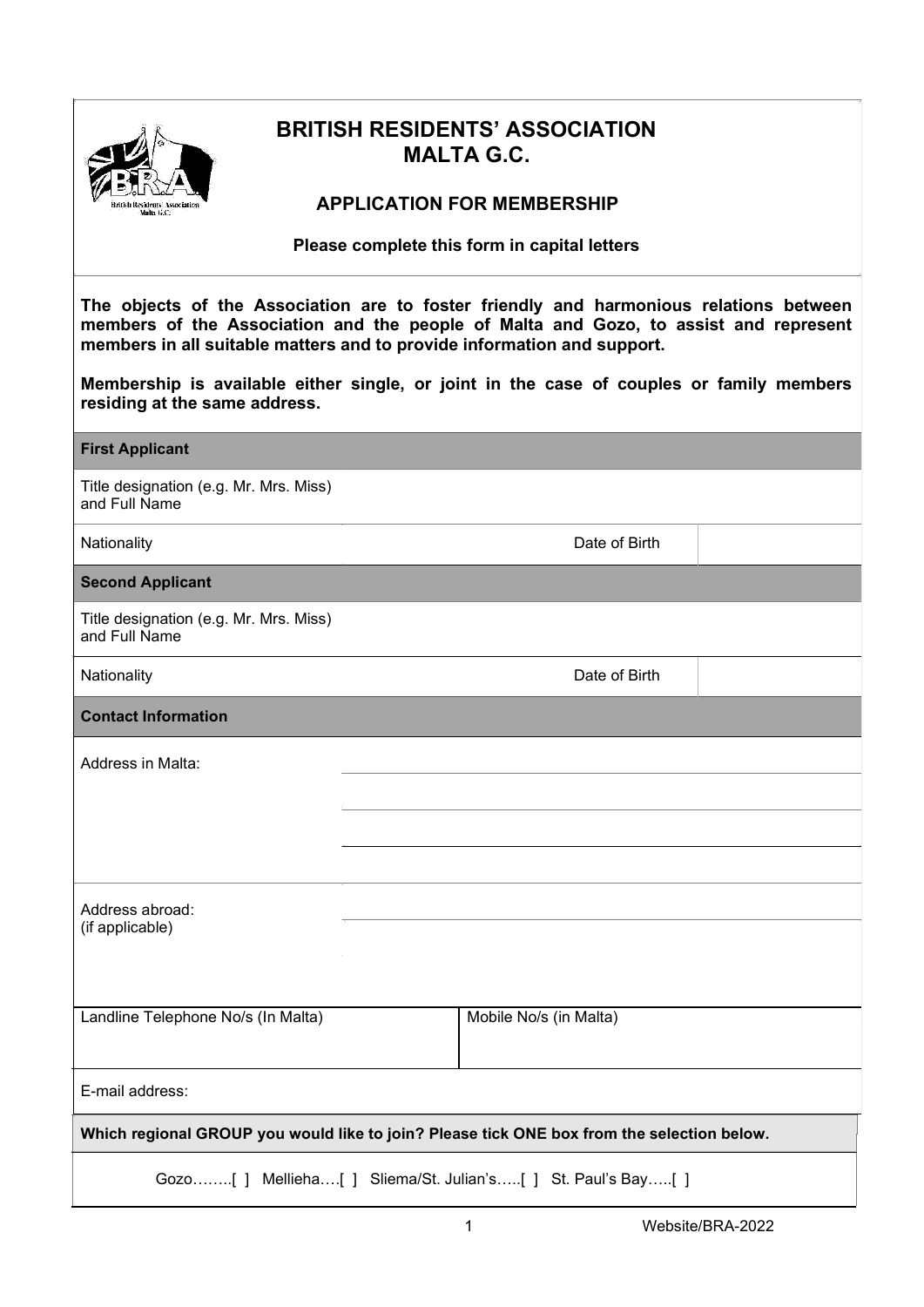# BRITISH RESIDENTS' ASSOCIATION MALTA G.C.

## APPLICATION FOR MEMBERSHIP

**Please complete this form in capital letters**

**The objects of the Association are to foster friendly and harmonious relations between members of the Association and the people of Malta and Gozo, to assist and represent members in all suitable matters and to provide information and support.**

**Membership is available either single, or joint in the case of couples or family members residing at the same address.**

| **First Applicant** | | | |
|---|---|---|---|
| Title designation (e.g. Mr. Mrs. Miss) and Full Name | | | |
| Nationality | | Date of Birth | |
| **Second Applicant** | | | |
| Title designation (e.g. Mr. Mrs. Miss) and Full Name | | | |
| Nationality | | Date of Birth | |

| **Contact Information** | |
|---|---|
| Address in Malta: | |
| Address abroad: (if applicable) | |
| Landline Telephone No/s (In Malta) | Mobile No/s (in Malta) |
| E-mail address: | |

**Which regional GROUP you would like to join? Please tick ONE box from the selection below.**

Gozo……..[ ] Mellieha….[ ] Sliema/St. Julian's…..[ ] St. Paul's Bay…..[ ]

Website/BRA-2022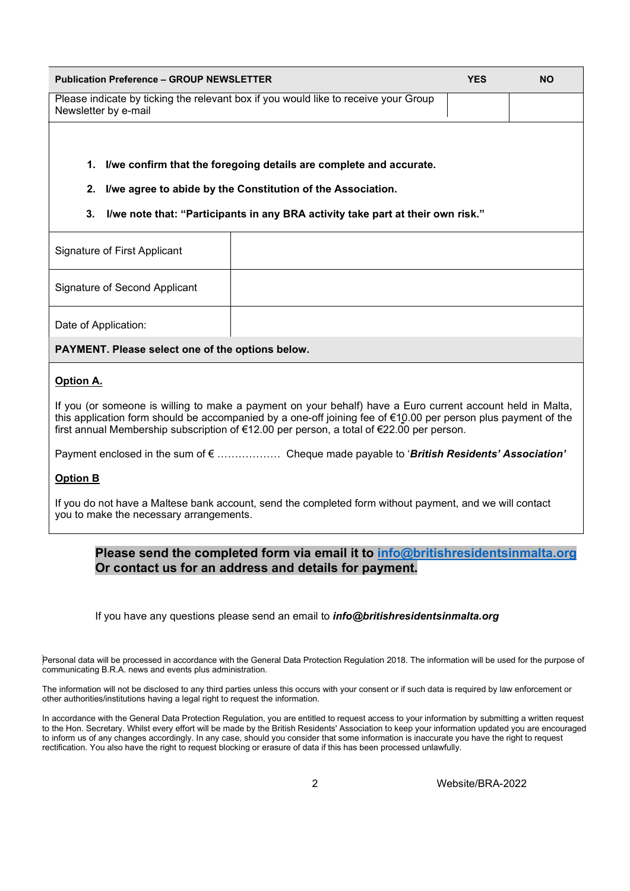| Publication Preference – GROUP NEWSLETTER | YES | NO |
|---|---|---|
| Please indicate by ticking the relevant box if you would like to receive your Group Newsletter by e-mail | | |

1. **I/we confirm that the foregoing details are complete and accurate.**
2. **I/we agree to abide by the Constitution of the Association.**
3. **I/we note that: "Participants in any BRA activity take part at their own risk."**

| | |
|---|---|
| Signature of First Applicant | |
| Signature of Second Applicant | |
| Date of Application: | |

**PAYMENT. Please select one of the options below.**

**Option A.**

If you (or someone is willing to make a payment on your behalf) have a Euro current account held in Malta, this application form should be accompanied by a one-off joining fee of €10.00 per person plus payment of the first annual Membership subscription of €12.00 per person, a total of €22.00 per person.

Payment enclosed in the sum of € ……………… Cheque made payable to '***British Residents' Association'***

**Option B**

If you do not have a Maltese bank account, send the completed form without payment, and we will contact you to make the necessary arrangements.

**Please send the completed form via email it to [info@britishresidentsinmalta.org](mailto:info@britishresidentsinmalta.org)**
**Or contact us for an address and details for payment.**

If you have any questions please send an email to ***info@britishresidentsinmalta.org***

Personal data will be processed in accordance with the General Data Protection Regulation 2018. The information will be used for the purpose of communicating B.R.A. news and events plus administration.

The information will not be disclosed to any third parties unless this occurs with your consent or if such data is required by law enforcement or other authorities/institutions having a legal right to request the information.

In accordance with the General Data Protection Regulation, you are entitled to request access to your information by submitting a written request to the Hon. Secretary. Whilst every effort will be made by the British Residents' Association to keep your information updated you are encouraged to inform us of any changes accordingly. In any case, should you consider that some information is inaccurate you have the right to request rectification. You also have the right to request blocking or erasure of data if this has been processed unlawfully.

Website/BRA-2022